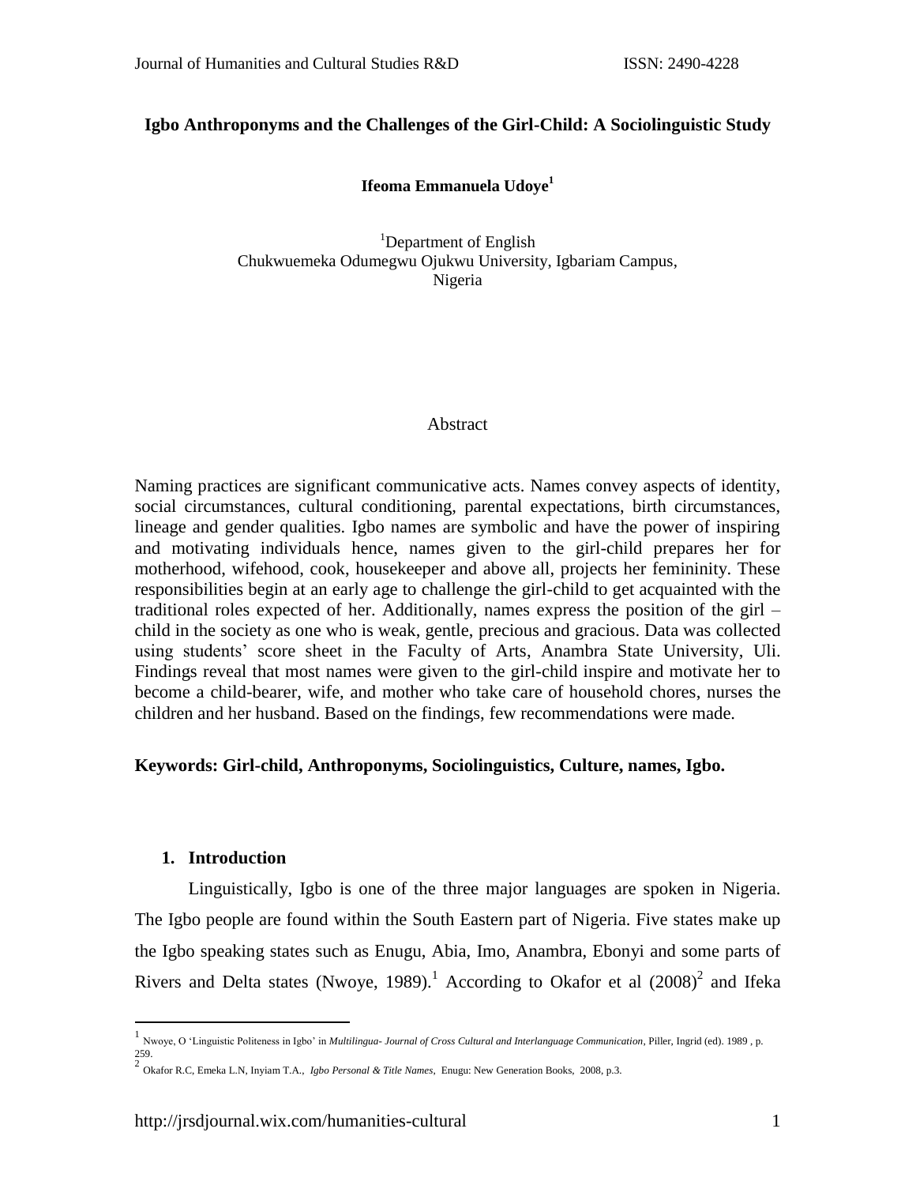# Igbo Anthroponyms and the Challenges of the Girl-Child: A Sociolinguistic Study

**Ifeoma Emmanuela Udoye[1]**

[1]Department of English
Chukwuemeka Odumegwu Ojukwu University, Igbariam Campus,
Nigeria

## Abstract

Naming practices are significant communicative acts. Names convey aspects of identity, social circumstances, cultural conditioning, parental expectations, birth circumstances, lineage and gender qualities. Igbo names are symbolic and have the power of inspiring and motivating individuals hence, names given to the girl-child prepares her for motherhood, wifehood, cook, housekeeper and above all, projects her femininity. These responsibilities begin at an early age to challenge the girl-child to get acquainted with the traditional roles expected of her. Additionally, names express the position of the girl – child in the society as one who is weak, gentle, precious and gracious. Data was collected using students' score sheet in the Faculty of Arts, Anambra State University, Uli. Findings reveal that most names were given to the girl-child inspire and motivate her to become a child-bearer, wife, and mother who take care of household chores, nurses the children and her husband. Based on the findings, few recommendations were made.

**Keywords: Girl-child, Anthroponyms, Sociolinguistics, Culture, names, Igbo.**

## 1. Introduction

Linguistically, Igbo is one of the three major languages are spoken in Nigeria. The Igbo people are found within the South Eastern part of Nigeria. Five states make up the Igbo speaking states such as Enugu, Abia, Imo, Anambra, Ebonyi and some parts of Rivers and Delta states (Nwoye, 1989).[1] According to Okafor et al (2008)[2] and Ifeka

---

[1] Nwoye, O 'Linguistic Politeness in Igbo' in *Multilingua- Journal of Cross Cultural and Interlanguage Communication*, Piller, Ingrid (ed). 1989 , p. 259.

[2] Okafor R.C, Emeka L.N, Inyiam T.A., *Igbo Personal & Title Names*, Enugu: New Generation Books, 2008, p.3.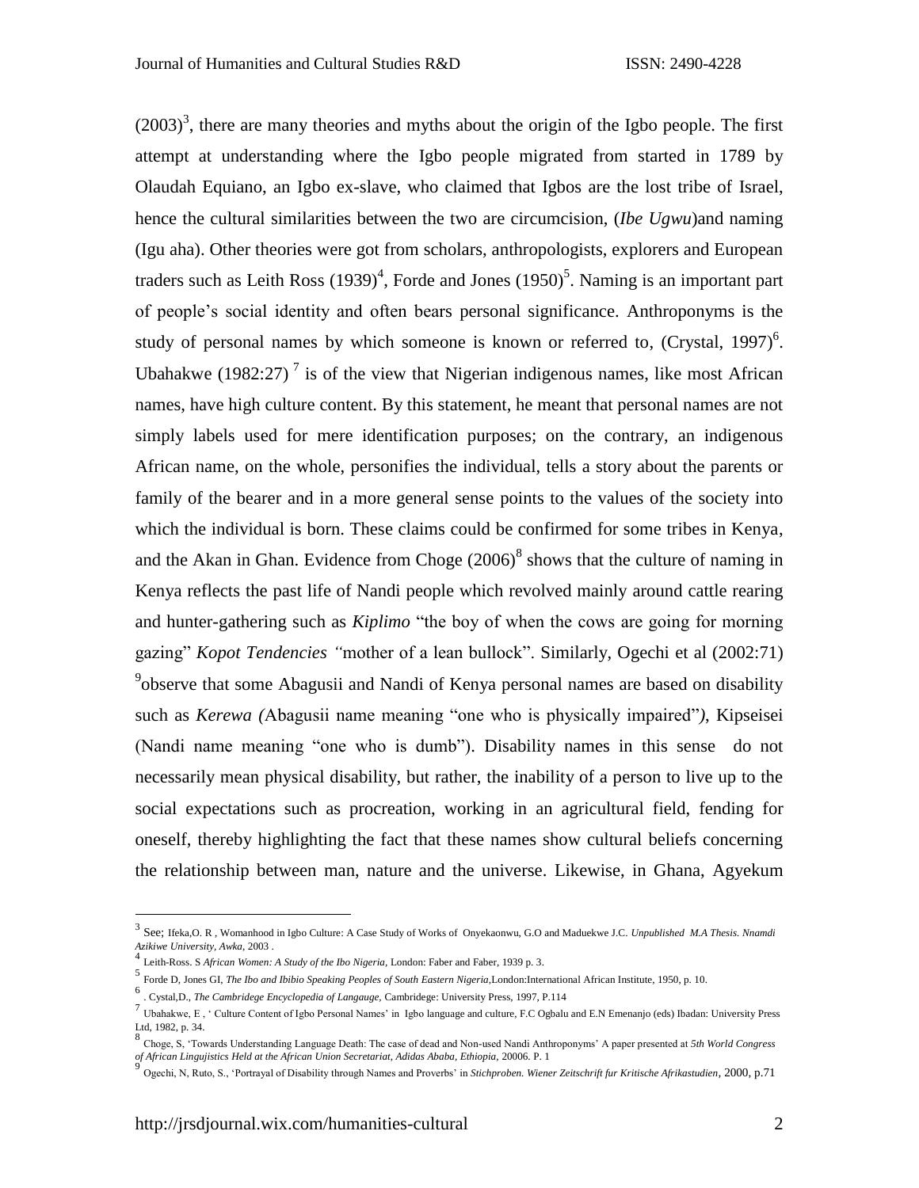(2003)[3], there are many theories and myths about the origin of the Igbo people. The first attempt at understanding where the Igbo people migrated from started in 1789 by Olaudah Equiano, an Igbo ex-slave, who claimed that Igbos are the lost tribe of Israel, hence the cultural similarities between the two are circumcision, (*Ibe Ugwu*)and naming (Igu aha). Other theories were got from scholars, anthropologists, explorers and European traders such as Leith Ross (1939)[4], Forde and Jones (1950)[5]. Naming is an important part of people's social identity and often bears personal significance. Anthroponyms is the study of personal names by which someone is known or referred to, (Crystal, 1997)[6]. Ubahakwe (1982:27) [7] is of the view that Nigerian indigenous names, like most African names, have high culture content. By this statement, he meant that personal names are not simply labels used for mere identification purposes; on the contrary, an indigenous African name, on the whole, personifies the individual, tells a story about the parents or family of the bearer and in a more general sense points to the values of the society into which the individual is born. These claims could be confirmed for some tribes in Kenya, and the Akan in Ghan. Evidence from Choge (2006)[8] shows that the culture of naming in Kenya reflects the past life of Nandi people which revolved mainly around cattle rearing and hunter-gathering such as *Kiplimo* "the boy of when the cows are going for morning gazing" *Kopot Tendencies "*mother of a lean bullock". Similarly, Ogechi et al (2002:71) [9]observe that some Abagusii and Nandi of Kenya personal names are based on disability such as *Kerewa (*Abagusii name meaning "one who is physically impaired"*)*, Kipseisei (Nandi name meaning "one who is dumb"). Disability names in this sense do not necessarily mean physical disability, but rather, the inability of a person to live up to the social expectations such as procreation, working in an agricultural field, fending for oneself, thereby highlighting the fact that these names show cultural beliefs concerning the relationship between man, nature and the universe. Likewise, in Ghana, Agyekum

---

[3] See; Ifeka,O. R , Womanhood in Igbo Culture: A Case Study of Works of Onyekaonwu, G.O and Maduekwe J.C. *Unpublished M.A Thesis. Nnamdi Azikiwe University, Awka,* 2003 .

[4] Leith-Ross. S *African Women: A Study of the Ibo Nigeria,* London: Faber and Faber, 1939 p. 3.

[5] Forde D, Jones GI, *The Ibo and Ibibio Speaking Peoples of South Eastern Nigeria*,London:International African Institute, 1950, p. 10.

[6] . Cystal,D., *The Cambridege Encyclopedia of Langauge,* Cambridege: University Press, 1997, P.114

[7] Ubahakwe, E , ' Culture Content of Igbo Personal Names' in Igbo language and culture, F.C Ogbalu and E.N Emenanjo (eds) Ibadan: University Press Ltd, 1982, p. 34.

[8] Choge, S, 'Towards Understanding Language Death: The case of dead and Non-used Nandi Anthroponyms' A paper presented at *5th World Congress of African Lingujistics Held at the African Union Secretariat, Adidas Ababa, Ethiopia,* 20006. P. 1

[9] Ogechi, N, Ruto, S., 'Portrayal of Disability through Names and Proverbs' in *Stichproben. Wiener Zeitschrift fur Kritische Afrikastudien*, 2000, p.71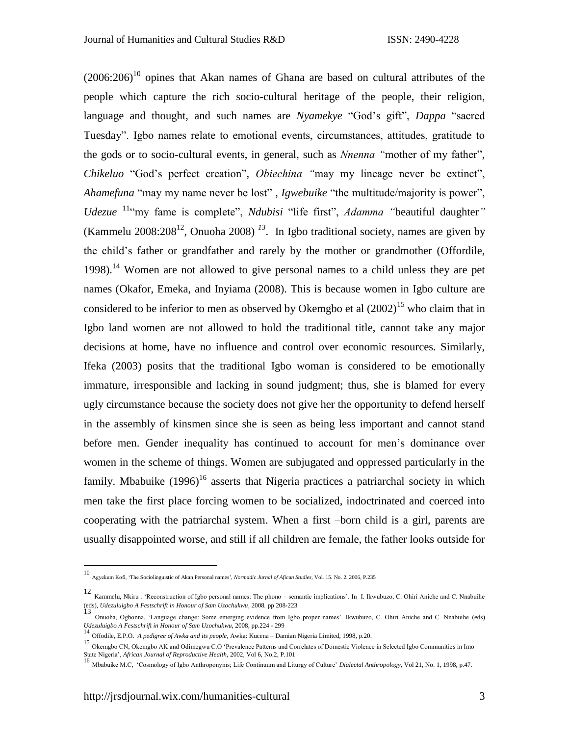(2006:206)[10] opines that Akan names of Ghana are based on cultural attributes of the people which capture the rich socio-cultural heritage of the people, their religion, language and thought, and such names are *Nyamekye* "God's gift", *Dappa* "sacred Tuesday". Igbo names relate to emotional events, circumstances, attitudes, gratitude to the gods or to socio-cultural events, in general, such as *Nnenna "*mother of my father", *Chikeluo* "God's perfect creation", *Obiechina "*may my lineage never be extinct", *Ahamefuna* "may my name never be lost" , *Igwebuike* "the multitude/majority is power", *Udezue* [11]"my fame is complete", *Ndubisi* "life first", *Adamma "*beautiful daughter*"* (Kammelu 2008:208[12], Onuoha 2008) [13]. In Igbo traditional society, names are given by the child's father or grandfather and rarely by the mother or grandmother (Offordile, 1998).[14] Women are not allowed to give personal names to a child unless they are pet names (Okafor, Emeka, and Inyiama (2008). This is because women in Igbo culture are considered to be inferior to men as observed by Okemgbo et al (2002)[15] who claim that in Igbo land women are not allowed to hold the traditional title, cannot take any major decisions at home, have no influence and control over economic resources. Similarly, Ifeka (2003) posits that the traditional Igbo woman is considered to be emotionally immature, irresponsible and lacking in sound judgment; thus, she is blamed for every ugly circumstance because the society does not give her the opportunity to defend herself in the assembly of kinsmen since she is seen as being less important and cannot stand before men. Gender inequality has continued to account for men's dominance over women in the scheme of things. Women are subjugated and oppressed particularly in the family. Mbabuike (1996)[16] asserts that Nigeria practices a patriarchal society in which men take the first place forcing women to be socialized, indoctrinated and coerced into cooperating with the patriarchal system. When a first –born child is a girl, parents are usually disappointed worse, and still if all children are female, the father looks outside for

---

[10] Agyekum Kofi, 'The Sociolinguistic of Akan Personal names', *Normadic Jurnal of Afican Studies*, Vol. 15. No. 2. 2006, P.235

[12] Kammelu, Nkiru . 'Reconstruction of Igbo personal names: The phono – semantic implications'. In I. Ikwubuzo, C. Ohiri Aniche and C. Nnabuihe (eds), *Udezuluigbo A Festschrift in Honour of Sam Uzochukwu*, 2008. pp 208-223

[13] Onuoha, Ogbonna, 'Language change: Some emerging evidence from Igbo proper names'. Ikwubuzo, C. Ohiri Aniche and C. Nnabuihe (eds) *Udezuluigbo A Festschrift in Honour of Sam Uzochukwu*, 2008, pp.224 - 299

[14] Offodile, E.P.O. *A pedigree of Awka and its people*, Awka: Kucena – Damian Nigeria Limited, 1998, p.20.

[15] Okemgbo CN, Okemgbo AK and Odimegwu C.O 'Prevalence Patterns and Correlates of Domestic Violence in Selected Igbo Communities in Imo State Nigeria', *African Journal of Reproductive Health*, 2002, Vol 6, No.2, P.101

[16] Mbabuike M.C, 'Cosmology of Igbo Anthroponyms; Life Continuum and Liturgy of Culture' *Dialectal Anthropology*, Vol 21, No. 1, 1998, p.47.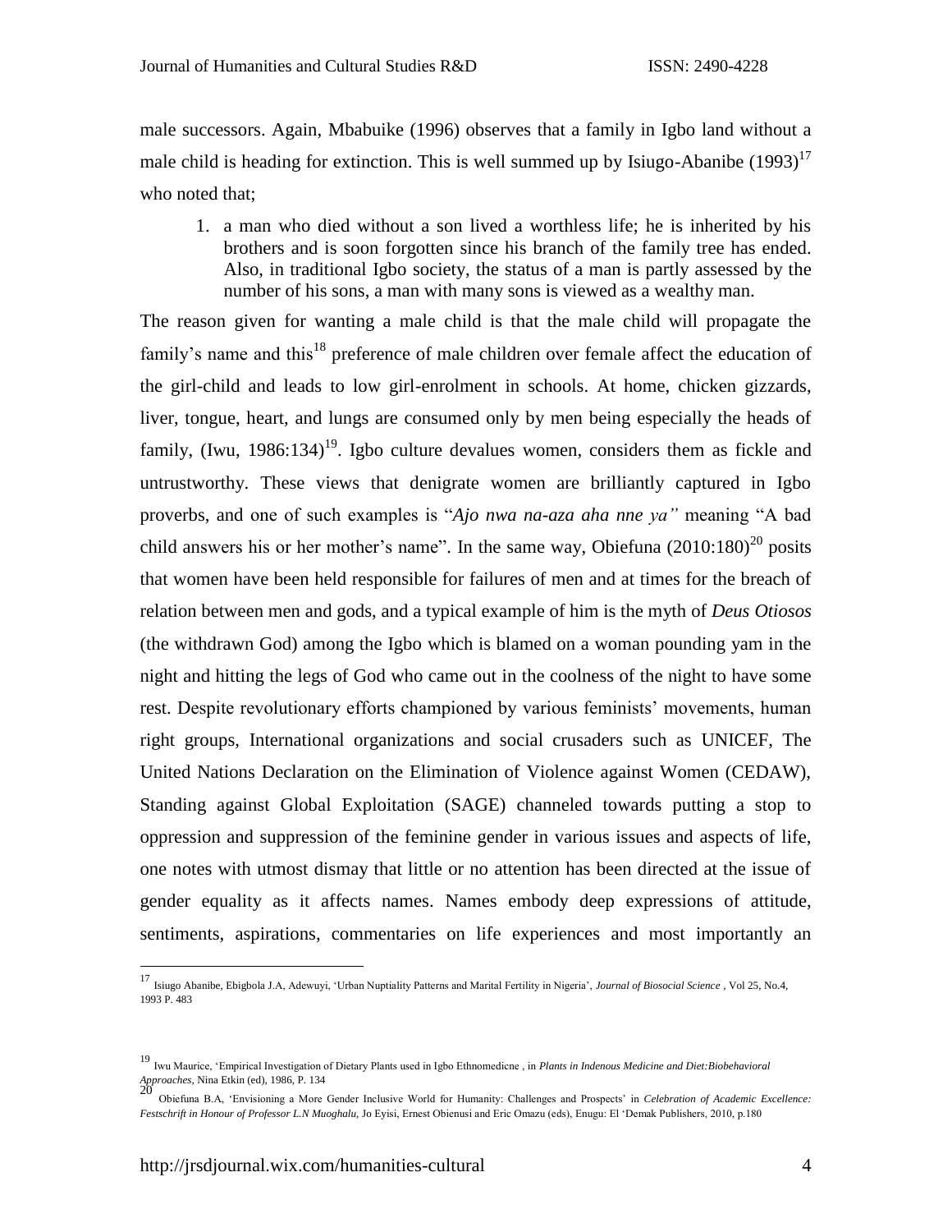male successors. Again, Mbabuike (1996) observes that a family in Igbo land without a male child is heading for extinction. This is well summed up by Isiugo-Abanibe (1993)[17] who noted that;

1. a man who died without a son lived a worthless life; he is inherited by his brothers and is soon forgotten since his branch of the family tree has ended. Also, in traditional Igbo society, the status of a man is partly assessed by the number of his sons, a man with many sons is viewed as a wealthy man.

The reason given for wanting a male child is that the male child will propagate the family's name and this[18] preference of male children over female affect the education of the girl-child and leads to low girl-enrolment in schools. At home, chicken gizzards, liver, tongue, heart, and lungs are consumed only by men being especially the heads of family, (Iwu, 1986:134)[19]. Igbo culture devalues women, considers them as fickle and untrustworthy. These views that denigrate women are brilliantly captured in Igbo proverbs, and one of such examples is "*Ajo nwa na-aza aha nne ya"* meaning "A bad child answers his or her mother's name". In the same way, Obiefuna (2010:180)[20] posits that women have been held responsible for failures of men and at times for the breach of relation between men and gods, and a typical example of him is the myth of *Deus Otiosos* (the withdrawn God) among the Igbo which is blamed on a woman pounding yam in the night and hitting the legs of God who came out in the coolness of the night to have some rest. Despite revolutionary efforts championed by various feminists' movements, human right groups, International organizations and social crusaders such as UNICEF, The United Nations Declaration on the Elimination of Violence against Women (CEDAW), Standing against Global Exploitation (SAGE) channeled towards putting a stop to oppression and suppression of the feminine gender in various issues and aspects of life, one notes with utmost dismay that little or no attention has been directed at the issue of gender equality as it affects names. Names embody deep expressions of attitude, sentiments, aspirations, commentaries on life experiences and most importantly an

---

[17] Isiugo Abanibe, Ebigbola J.A, Adewuyi, 'Urban Nuptiality Patterns and Marital Fertility in Nigeria', *Journal of Biosocial Science* , Vol 25, No.4, 1993 P. 483

[19] Iwu Maurice, 'Empirical Investigation of Dietary Plants used in Igbo Ethnomedicne , in *Plants in Indenous Medicine and Diet:Biobehavioral Approaches*, Nina Etkin (ed), 1986, P. 134

[20] Obiefuna B.A, 'Envisioning a More Gender Inclusive World for Humanity: Challenges and Prospects' in *Celebration of Academic Excellence: Festschrift in Honour of Professor L.N Muoghalu*, Jo Eyisi, Ernest Obienusi and Eric Omazu (eds), Enugu: El 'Demak Publishers, 2010, p.180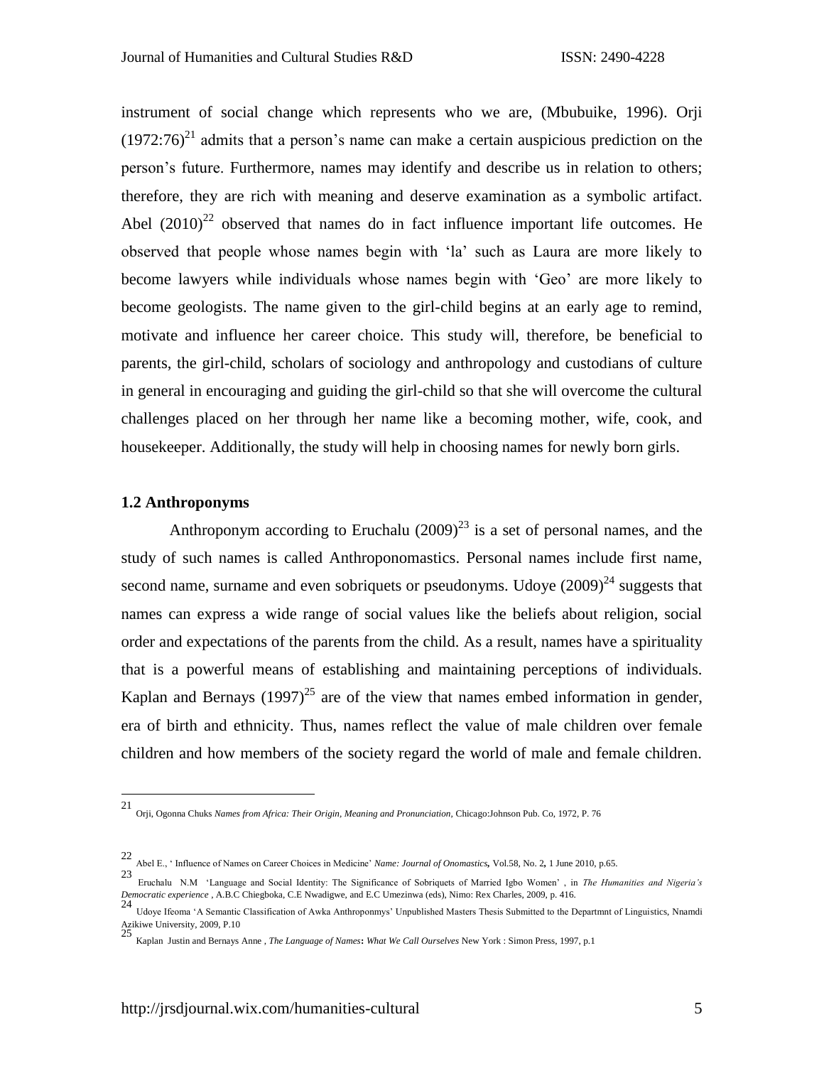instrument of social change which represents who we are, (Mbubuike, 1996). Orji (1972:76)[21] admits that a person's name can make a certain auspicious prediction on the person's future. Furthermore, names may identify and describe us in relation to others; therefore, they are rich with meaning and deserve examination as a symbolic artifact. Abel (2010)[22] observed that names do in fact influence important life outcomes. He observed that people whose names begin with 'la' such as Laura are more likely to become lawyers while individuals whose names begin with 'Geo' are more likely to become geologists. The name given to the girl-child begins at an early age to remind, motivate and influence her career choice. This study will, therefore, be beneficial to parents, the girl-child, scholars of sociology and anthropology and custodians of culture in general in encouraging and guiding the girl-child so that she will overcome the cultural challenges placed on her through her name like a becoming mother, wife, cook, and housekeeper. Additionally, the study will help in choosing names for newly born girls.

### 1.2 Anthroponyms

Anthroponym according to Eruchalu (2009)[23] is a set of personal names, and the study of such names is called Anthroponomastics. Personal names include first name, second name, surname and even sobriquets or pseudonyms. Udoye (2009)[24] suggests that names can express a wide range of social values like the beliefs about religion, social order and expectations of the parents from the child. As a result, names have a spirituality that is a powerful means of establishing and maintaining perceptions of individuals. Kaplan and Bernays (1997)[25] are of the view that names embed information in gender, era of birth and ethnicity. Thus, names reflect the value of male children over female children and how members of the society regard the world of male and female children.

---

21 Orji, Ogonna Chuks *Names from Africa: Their Origin, Meaning and Pronunciation*, Chicago:Johnson Pub. Co, 1972, P. 76

22 Abel E., ' Influence of Names on Career Choices in Medicine' *Name: Journal of Onomastics*, Vol.58, No. 2, 1 June 2010, p.65.

23 Eruchalu N.M 'Language and Social Identity: The Significance of Sobriquets of Married Igbo Women' , in *The Humanities and Nigeria's Democratic experience* , A.B.C Chiegboka, C.E Nwadigwe, and E.C Umezinwa (eds), Nimo: Rex Charles, 2009, p. 416.

24 Udoye Ifeoma 'A Semantic Classification of Awka Anthroponmys' Unpublished Masters Thesis Submitted to the Departmnt of Linguistics, Nnamdi Azikiwe University, 2009, P.10

25 Kaplan Justin and Bernays Anne , *The Language of Names*: *What We Call Ourselves* New York : Simon Press, 1997, p.1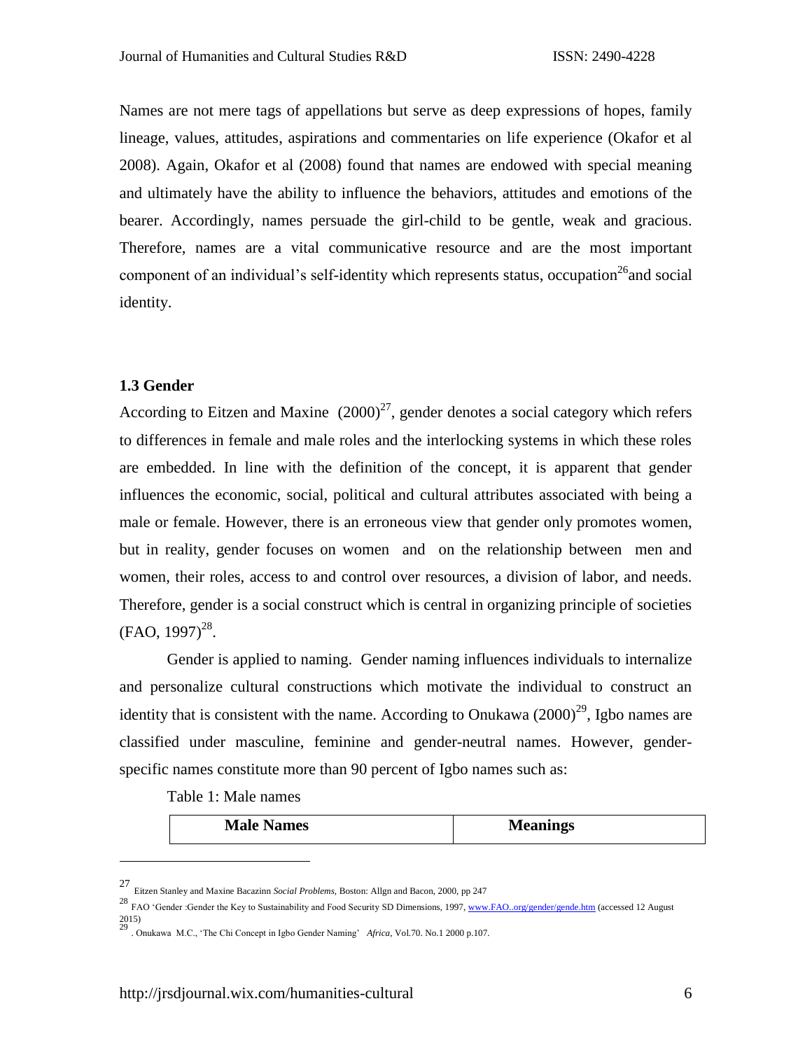Names are not mere tags of appellations but serve as deep expressions of hopes, family lineage, values, attitudes, aspirations and commentaries on life experience (Okafor et al 2008). Again, Okafor et al (2008) found that names are endowed with special meaning and ultimately have the ability to influence the behaviors, attitudes and emotions of the bearer. Accordingly, names persuade the girl-child to be gentle, weak and gracious. Therefore, names are a vital communicative resource and are the most important component of an individual's self-identity which represents status, occupation[26]and social identity.

### 1.3 Gender

According to Eitzen and Maxine (2000)[27], gender denotes a social category which refers to differences in female and male roles and the interlocking systems in which these roles are embedded. In line with the definition of the concept, it is apparent that gender influences the economic, social, political and cultural attributes associated with being a male or female. However, there is an erroneous view that gender only promotes women, but in reality, gender focuses on women and on the relationship between men and women, their roles, access to and control over resources, a division of labor, and needs. Therefore, gender is a social construct which is central in organizing principle of societies (FAO, 1997)[28].

Gender is applied to naming. Gender naming influences individuals to internalize and personalize cultural constructions which motivate the individual to construct an identity that is consistent with the name. According to Onukawa (2000)[29], Igbo names are classified under masculine, feminine and gender-neutral names. However, gender-specific names constitute more than 90 percent of Igbo names such as:

Table 1: Male names

| **Male Names** | **Meanings** |
|---|---|

---

27 Eitzen Stanley and Maxine Bacazinn *Social Problems*, Boston: Allgn and Bacon, 2000, pp 247

28 FAO 'Gender :Gender the Key to Sustainability and Food Security SD Dimensions, 1997, www.FAO..org/gender/gende.htm (accessed 12 August 2015)

29 . Onukawa M.C., 'The Chi Concept in Igbo Gender Naming' *Africa*, Vol.70. No.1 2000 p.107.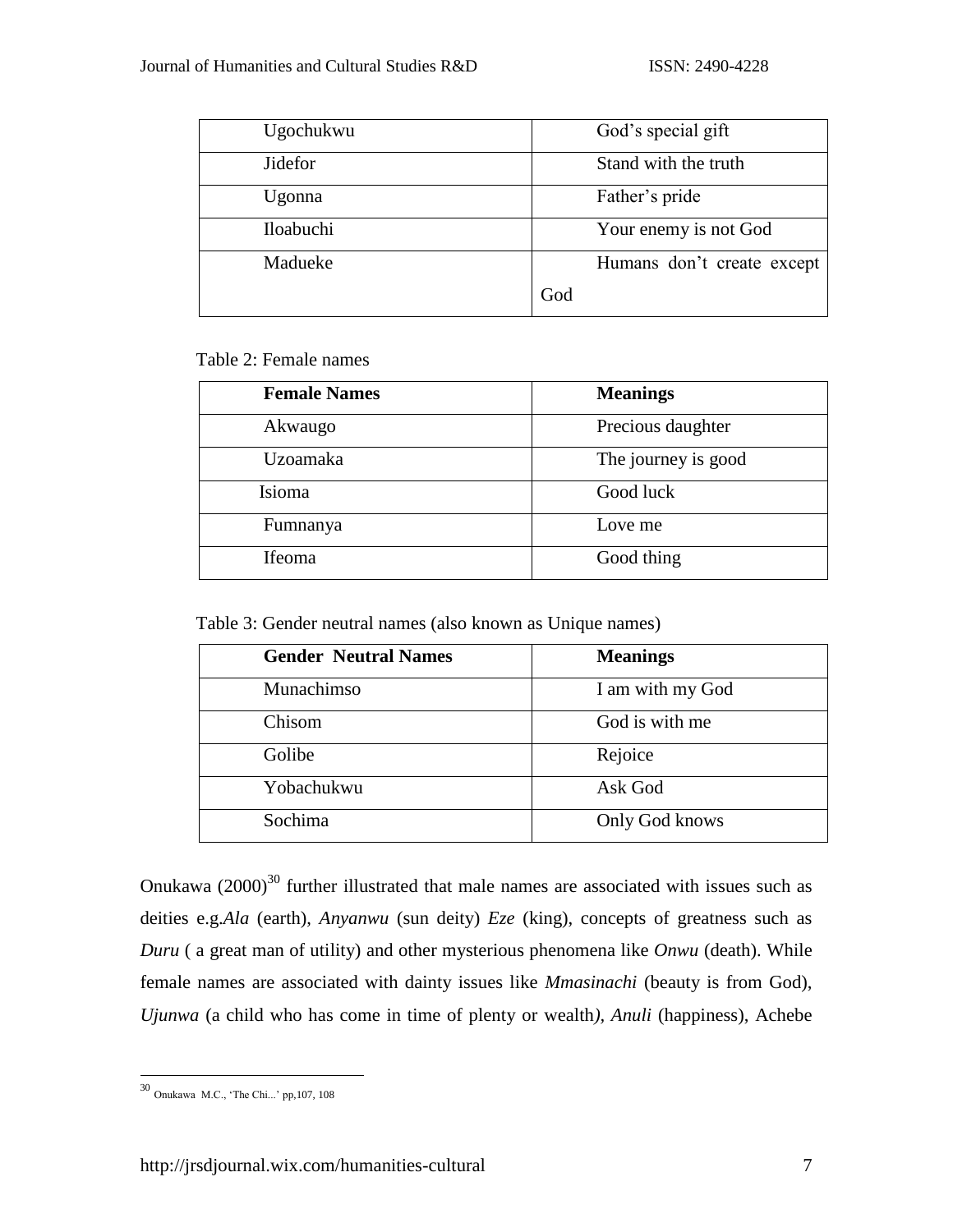| | |
|---|---|
| Ugochukwu | God's special gift |
| Jidefor | Stand with the truth |
| Ugonna | Father's pride |
| Iloabuchi | Your enemy is not God |
| Madueke | Humans don't create except God |

Table 2: Female names

| Female Names | Meanings |
|---|---|
| Akwaugo | Precious daughter |
| Uzoamaka | The journey is good |
| Isioma | Good luck |
| Fumnanya | Love me |
| Ifeoma | Good thing |

Table 3: Gender neutral names (also known as Unique names)

| Gender Neutral Names | Meanings |
|---|---|
| Munachimso | I am with my God |
| Chisom | God is with me |
| Golibe | Rejoice |
| Yobachukwu | Ask God |
| Sochima | Only God knows |

Onukawa (2000)[30] further illustrated that male names are associated with issues such as deities e.g.*Ala* (earth), *Anyanwu* (sun deity) *Eze* (king), concepts of greatness such as *Duru* ( a great man of utility) and other mysterious phenomena like *Onwu* (death). While female names are associated with dainty issues like *Mmasinachi* (beauty is from God), *Ujunwa* (a child who has come in time of plenty or wealth*)*, *Anuli* (happiness), Achebe

[30] Onukawa M.C., 'The Chi...' pp,107, 108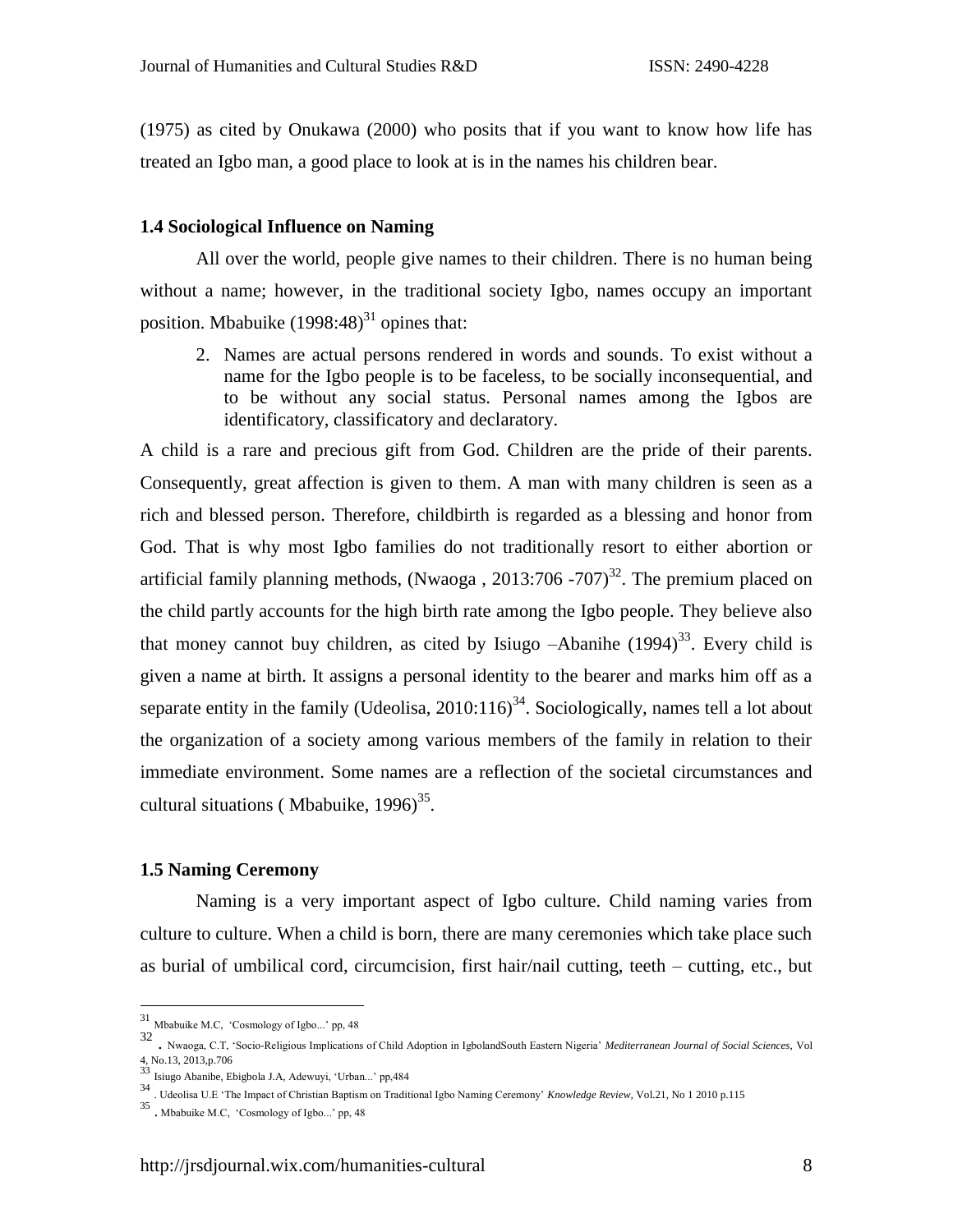(1975) as cited by Onukawa (2000) who posits that if you want to know how life has treated an Igbo man, a good place to look at is in the names his children bear.

### 1.4 Sociological Influence on Naming

All over the world, people give names to their children. There is no human being without a name; however, in the traditional society Igbo, names occupy an important position. Mbabuike (1998:48)[31] opines that:

> 2. Names are actual persons rendered in words and sounds. To exist without a name for the Igbo people is to be faceless, to be socially inconsequential, and to be without any social status. Personal names among the Igbos are identificatory, classificatory and declaratory.

A child is a rare and precious gift from God. Children are the pride of their parents. Consequently, great affection is given to them. A man with many children is seen as a rich and blessed person. Therefore, childbirth is regarded as a blessing and honor from God. That is why most Igbo families do not traditionally resort to either abortion or artificial family planning methods, (Nwaoga , 2013:706 -707)[32]. The premium placed on the child partly accounts for the high birth rate among the Igbo people. They believe also that money cannot buy children, as cited by Isiugo –Abanihe (1994)[33]. Every child is given a name at birth. It assigns a personal identity to the bearer and marks him off as a separate entity in the family (Udeolisa, 2010:116)[34]. Sociologically, names tell a lot about the organization of a society among various members of the family in relation to their immediate environment. Some names are a reflection of the societal circumstances and cultural situations ( Mbabuike, 1996)[35].

### 1.5 Naming Ceremony

Naming is a very important aspect of Igbo culture. Child naming varies from culture to culture. When a child is born, there are many ceremonies which take place such as burial of umbilical cord, circumcision, first hair/nail cutting, teeth – cutting, etc., but

---

[31] Mbabuike M.C, 'Cosmology of Igbo...' pp, 48

[32] . Nwaoga, C.T, 'Socio-Religious Implications of Child Adoption in IgbolandSouth Eastern Nigeria' *Mediterranean Journal of Social Sciences,* Vol 4, No.13, 2013,p.706

[33] Isiugo Abanibe, Ebigbola J.A, Adewuyi, 'Urban...' pp,484

[34] . Udeolisa U.E 'The Impact of Christian Baptism on Traditional Igbo Naming Ceremony' *Knowledge Review,* Vol.21, No 1 2010 p.115

[35] . Mbabuike M.C, 'Cosmology of Igbo...' pp, 48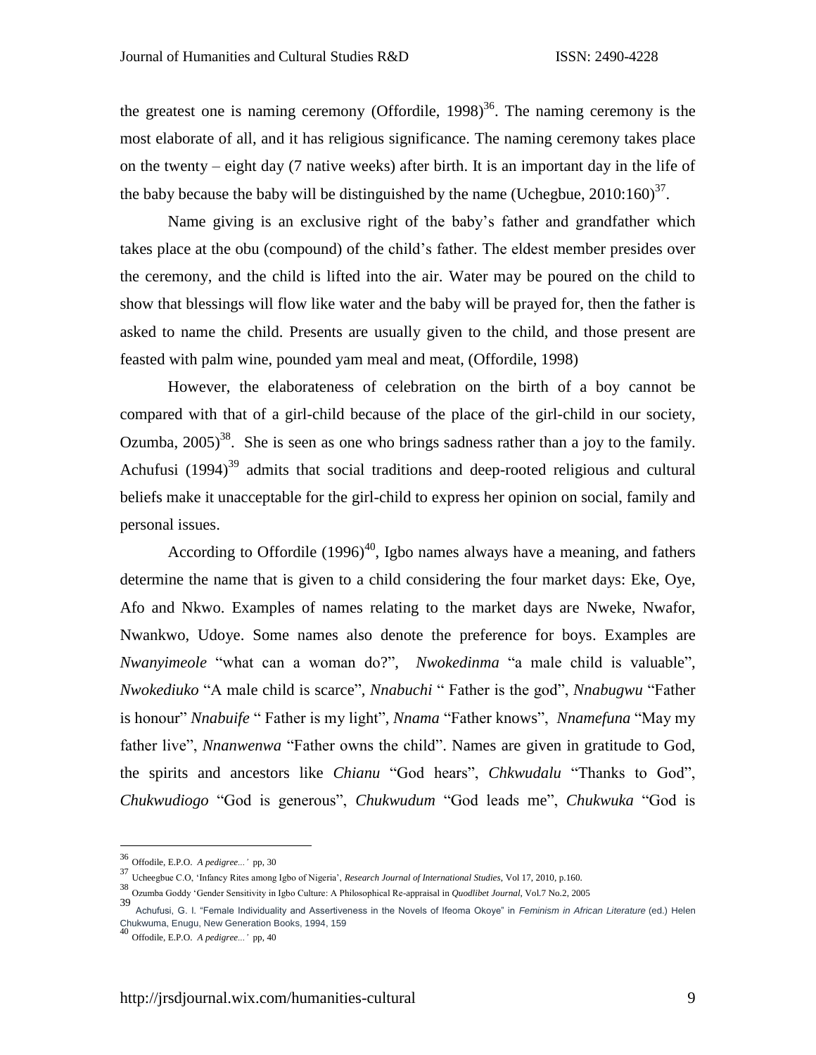the greatest one is naming ceremony (Offordile, 1998)[36]. The naming ceremony is the most elaborate of all, and it has religious significance. The naming ceremony takes place on the twenty – eight day (7 native weeks) after birth. It is an important day in the life of the baby because the baby will be distinguished by the name (Uchegbue, 2010:160)[37].

Name giving is an exclusive right of the baby's father and grandfather which takes place at the obu (compound) of the child's father. The eldest member presides over the ceremony, and the child is lifted into the air. Water may be poured on the child to show that blessings will flow like water and the baby will be prayed for, then the father is asked to name the child. Presents are usually given to the child, and those present are feasted with palm wine, pounded yam meal and meat, (Offordile, 1998)

However, the elaborateness of celebration on the birth of a boy cannot be compared with that of a girl-child because of the place of the girl-child in our society, Ozumba, 2005)[38]. She is seen as one who brings sadness rather than a joy to the family. Achufusi (1994)[39] admits that social traditions and deep-rooted religious and cultural beliefs make it unacceptable for the girl-child to express her opinion on social, family and personal issues.

According to Offordile (1996)[40], Igbo names always have a meaning, and fathers determine the name that is given to a child considering the four market days: Eke, Oye, Afo and Nkwo. Examples of names relating to the market days are Nweke, Nwafor, Nwankwo, Udoye. Some names also denote the preference for boys. Examples are *Nwanyimeole* "what can a woman do?", *Nwokedinma* "a male child is valuable", *Nwokediuko* "A male child is scarce", *Nnabuchi* " Father is the god", *Nnabugwu* "Father is honour" *Nnabuife* " Father is my light", *Nnama* "Father knows", *Nnamefuna* "May my father live", *Nnanwenwa* "Father owns the child". Names are given in gratitude to God, the spirits and ancestors like *Chianu* "God hears", *Chkwudalu* "Thanks to God", *Chukwudiogo* "God is generous", *Chukwudum* "God leads me", *Chukwuka* "God is

---

[36] Offodile, E.P.O. *A pedigree...'* pp, 30

[37] Ucheegbue C.O, 'Infancy Rites among Igbo of Nigeria', *Research Journal of International Studies*, Vol 17, 2010, p.160.

[38] Ozumba Goddy 'Gender Sensitivity in Igbo Culture: A Philosophical Re-appraisal in *Quodlibet Journal*, Vol.7 No.2, 2005

[39] Achufusi, G. I. "Female Individuality and Assertiveness in the Novels of Ifeoma Okoye" in *Feminism in African Literature* (ed.) Helen Chukwuma, Enugu, New Generation Books, 1994, 159

[40] Offodile, E.P.O. *A pedigree...'* pp, 40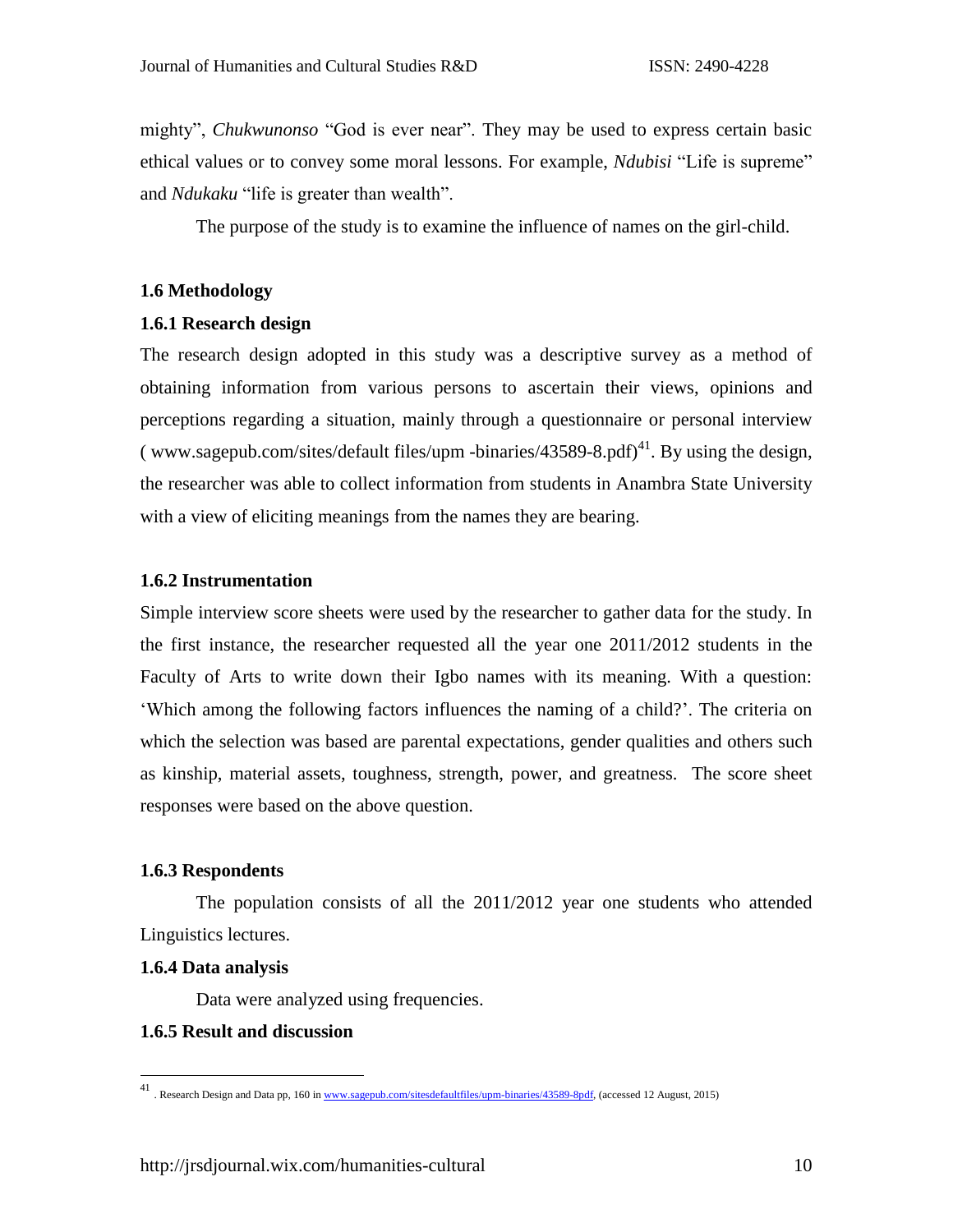mighty", *Chukwunonso* "God is ever near". They may be used to express certain basic ethical values or to convey some moral lessons. For example, *Ndubisi* "Life is supreme" and *Ndukaku* "life is greater than wealth".

The purpose of the study is to examine the influence of names on the girl-child.

### 1.6 Methodology

#### 1.6.1 Research design

The research design adopted in this study was a descriptive survey as a method of obtaining information from various persons to ascertain their views, opinions and perceptions regarding a situation, mainly through a questionnaire or personal interview ( www.sagepub.com/sites/default files/upm -binaries/43589-8.pdf)[41]. By using the design, the researcher was able to collect information from students in Anambra State University with a view of eliciting meanings from the names they are bearing.

#### 1.6.2 Instrumentation

Simple interview score sheets were used by the researcher to gather data for the study. In the first instance, the researcher requested all the year one 2011/2012 students in the Faculty of Arts to write down their Igbo names with its meaning. With a question: 'Which among the following factors influences the naming of a child?'. The criteria on which the selection was based are parental expectations, gender qualities and others such as kinship, material assets, toughness, strength, power, and greatness. The score sheet responses were based on the above question.

#### 1.6.3 Respondents

The population consists of all the 2011/2012 year one students who attended Linguistics lectures.

#### 1.6.4 Data analysis

Data were analyzed using frequencies.

#### 1.6.5 Result and discussion

---

[41] . Research Design and Data pp, 160 in www.sagepub.com/sitesdefaultfiles/upm-binaries/43589-8pdf, (accessed 12 August, 2015)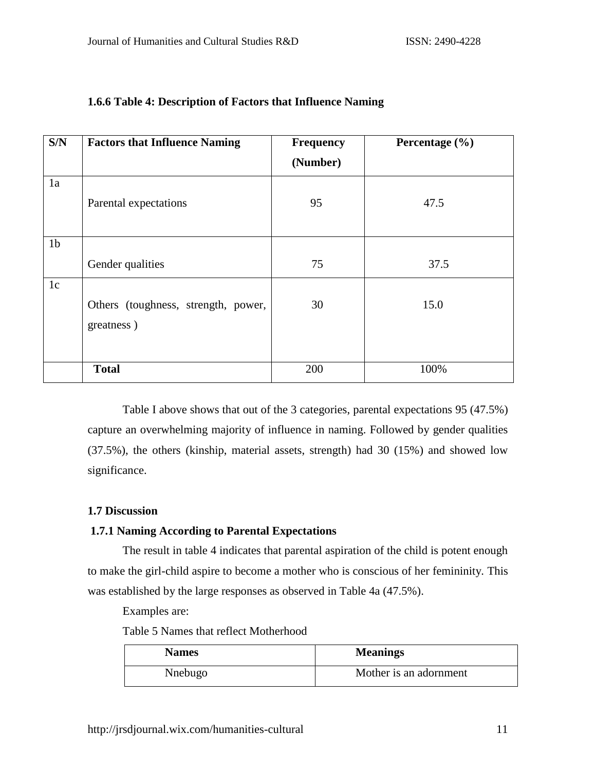### 1.6.6 Table 4: Description of Factors that Influence Naming

| S/N | Factors that Influence Naming | Frequency (Number) | Percentage (%) |
|---|---|---|---|
| 1a | Parental expectations | 95 | 47.5 |
| 1b | Gender qualities | 75 | 37.5 |
| 1c | Others (toughness, strength, power, greatness ) | 30 | 15.0 |
| | **Total** | 200 | 100% |

Table I above shows that out of the 3 categories, parental expectations 95 (47.5%) capture an overwhelming majority of influence in naming. Followed by gender qualities (37.5%), the others (kinship, material assets, strength) had 30 (15%) and showed low significance.

### 1.7 Discussion

#### 1.7.1 Naming According to Parental Expectations

The result in table 4 indicates that parental aspiration of the child is potent enough to make the girl-child aspire to become a mother who is conscious of her femininity. This was established by the large responses as observed in Table 4a (47.5%).

Examples are:

Table 5 Names that reflect Motherhood

| Names | Meanings |
|---|---|
| Nnebugo | Mother is an adornment |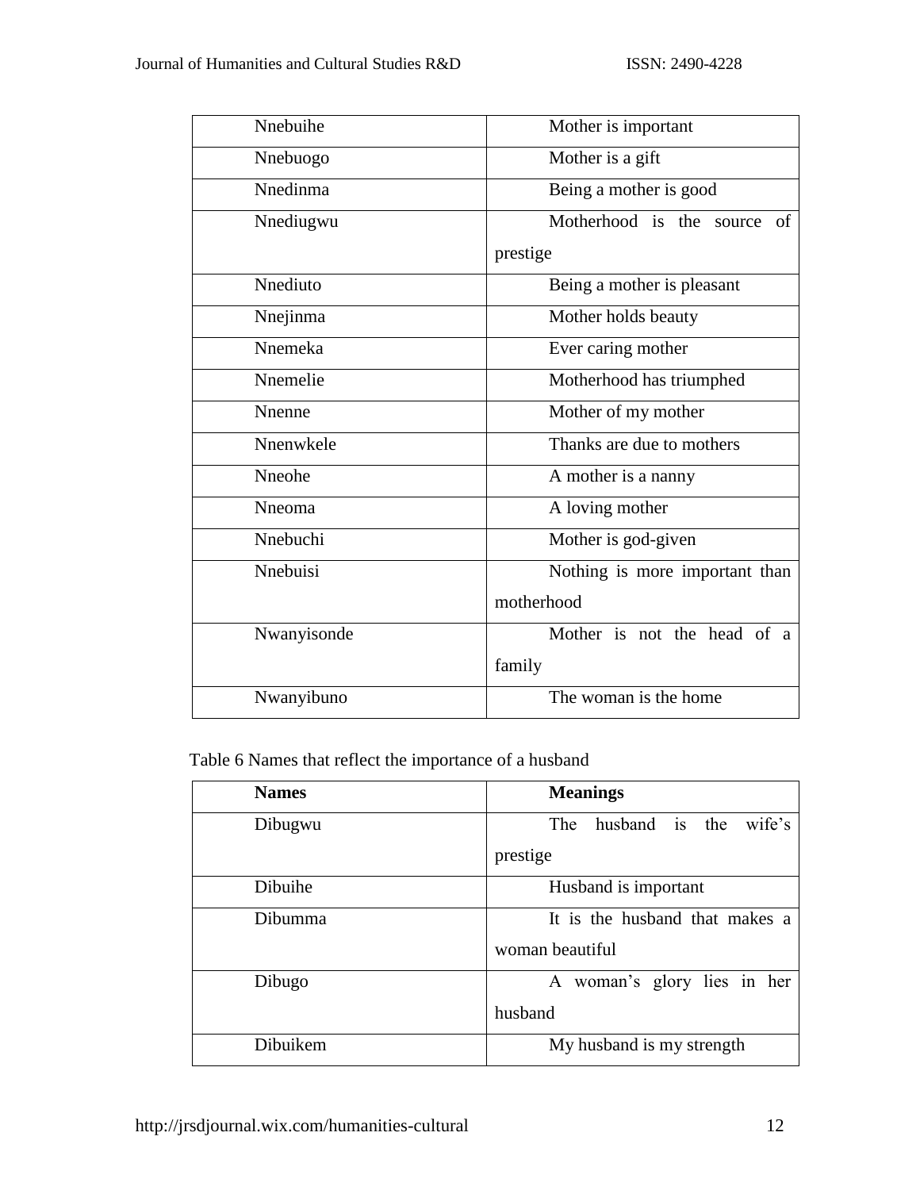| | |
|---|---|
| Nnebuihe | Mother is important |
| Nnebuogo | Mother is a gift |
| Nnedinma | Being a mother is good |
| Nnediugwu | Motherhood is the source of prestige |
| Nnediuto | Being a mother is pleasant |
| Nnejinma | Mother holds beauty |
| Nnemeka | Ever caring mother |
| Nnemelie | Motherhood has triumphed |
| Nnenne | Mother of my mother |
| Nnenwkele | Thanks are due to mothers |
| Nneohe | A mother is a nanny |
| Nneoma | A loving mother |
| Nnebuchi | Mother is god-given |
| Nnebuisi | Nothing is more important than motherhood |
| Nwanyisonde | Mother is not the head of a family |
| Nwanyibuno | The woman is the home |

Table 6 Names that reflect the importance of a husband

| **Names** | **Meanings** |
|---|---|
| Dibugwu | The husband is the wife's prestige |
| Dibuihe | Husband is important |
| Dibumma | It is the husband that makes a woman beautiful |
| Dibugo | A woman's glory lies in her husband |
| Dibuikem | My husband is my strength |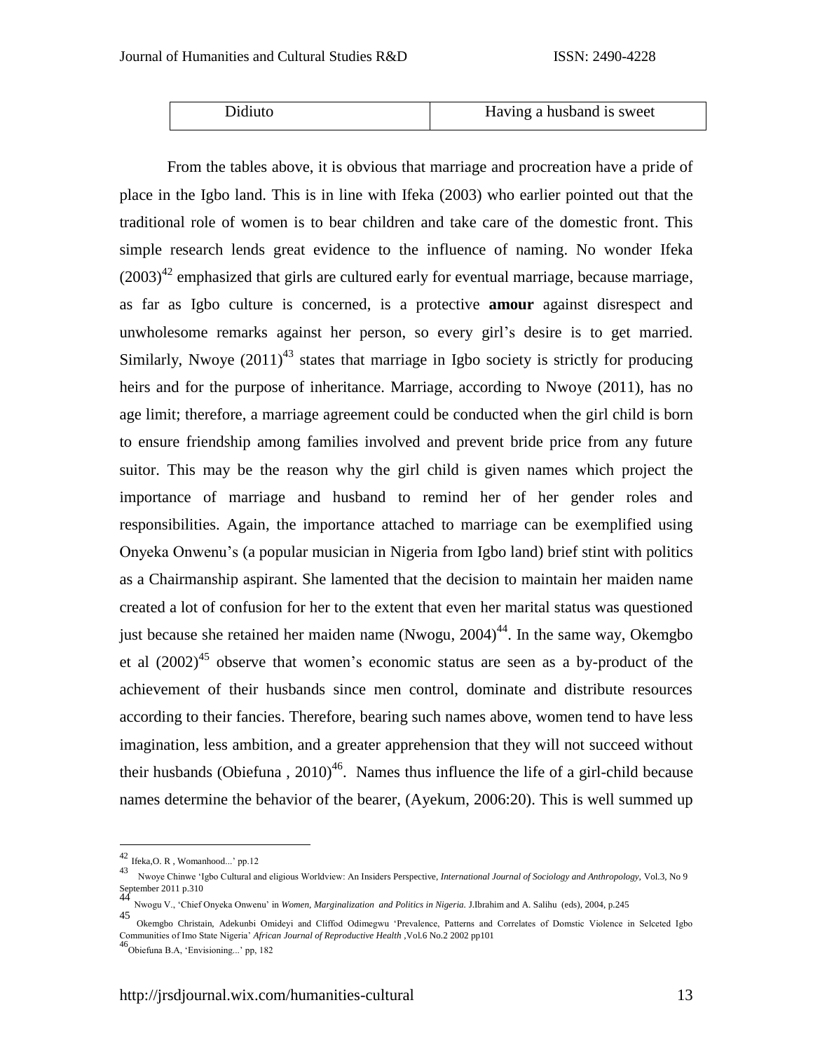| Didiuto | Having a husband is sweet |
|---|---|

From the tables above, it is obvious that marriage and procreation have a pride of place in the Igbo land. This is in line with Ifeka (2003) who earlier pointed out that the traditional role of women is to bear children and take care of the domestic front. This simple research lends great evidence to the influence of naming. No wonder Ifeka (2003)[42] emphasized that girls are cultured early for eventual marriage, because marriage, as far as Igbo culture is concerned, is a protective **amour** against disrespect and unwholesome remarks against her person, so every girl's desire is to get married. Similarly, Nwoye (2011)[43] states that marriage in Igbo society is strictly for producing heirs and for the purpose of inheritance. Marriage, according to Nwoye (2011), has no age limit; therefore, a marriage agreement could be conducted when the girl child is born to ensure friendship among families involved and prevent bride price from any future suitor. This may be the reason why the girl child is given names which project the importance of marriage and husband to remind her of her gender roles and responsibilities. Again, the importance attached to marriage can be exemplified using Onyeka Onwenu's (a popular musician in Nigeria from Igbo land) brief stint with politics as a Chairmanship aspirant. She lamented that the decision to maintain her maiden name created a lot of confusion for her to the extent that even her marital status was questioned just because she retained her maiden name (Nwogu, 2004)[44]. In the same way, Okemgbo et al (2002)[45] observe that women's economic status are seen as a by-product of the achievement of their husbands since men control, dominate and distribute resources according to their fancies. Therefore, bearing such names above, women tend to have less imagination, less ambition, and a greater apprehension that they will not succeed without their husbands (Obiefuna , 2010)[46]. Names thus influence the life of a girl-child because names determine the behavior of the bearer, (Ayekum, 2006:20). This is well summed up

---

[42] Ifeka,O. R , Womanhood...' pp.12

[43] Nwoye Chinwe 'Igbo Cultural and eligious Worldview: An Insiders Perspective, *International Journal of Sociology and Anthropology,* Vol.3, No 9 September 2011 p.310

[44] Nwogu V., 'Chief Onyeka Onwenu' in *Women, Marginalization and Politics in Nigeria.* J.Ibrahim and A. Salihu (eds), 2004, p.245

[45] Okemgbo Christain, Adekunbi Omideyi and Cliffod Odimegwu 'Prevalence, Patterns and Correlates of Domstic Violence in Selceted Igbo Communities of Imo State Nigeria' *African Journal of Reproductive Health* ,Vol.6 No.2 2002 pp101

[46] Obiefuna B.A, 'Envisioning...' pp, 182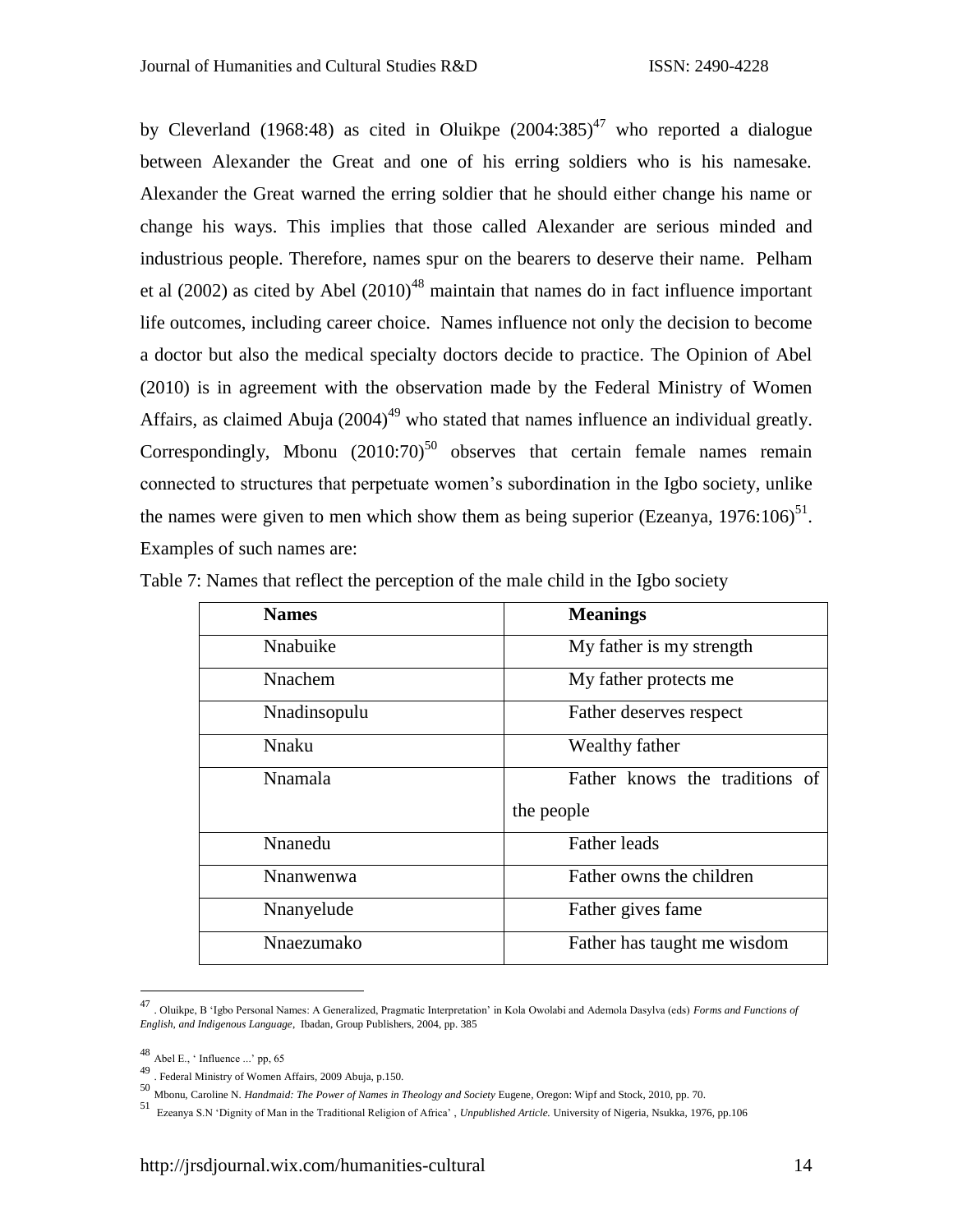by Cleverland (1968:48) as cited in Oluikpe (2004:385)[47] who reported a dialogue between Alexander the Great and one of his erring soldiers who is his namesake. Alexander the Great warned the erring soldier that he should either change his name or change his ways. This implies that those called Alexander are serious minded and industrious people. Therefore, names spur on the bearers to deserve their name. Pelham et al (2002) as cited by Abel (2010)[48] maintain that names do in fact influence important life outcomes, including career choice. Names influence not only the decision to become a doctor but also the medical specialty doctors decide to practice. The Opinion of Abel (2010) is in agreement with the observation made by the Federal Ministry of Women Affairs, as claimed Abuja (2004)[49] who stated that names influence an individual greatly. Correspondingly, Mbonu (2010:70)[50] observes that certain female names remain connected to structures that perpetuate women's subordination in the Igbo society, unlike the names were given to men which show them as being superior (Ezeanya, 1976:106)[51]. Examples of such names are:

Table 7: Names that reflect the perception of the male child in the Igbo society

| Names | Meanings |
|---|---|
| Nnabuike | My father is my strength |
| Nnachem | My father protects me |
| Nnadinsopulu | Father deserves respect |
| Nnaku | Wealthy father |
| Nnamala | Father knows the traditions of the people |
| Nnanedu | Father leads |
| Nnanwenwa | Father owns the children |
| Nnanyelude | Father gives fame |
| Nnaezumako | Father has taught me wisdom |

---

[47] . Oluikpe, B 'Igbo Personal Names: A Generalized, Pragmatic Interpretation' in Kola Owolabi and Ademola Dasylva (eds) *Forms and Functions of English, and Indigenous Language*, Ibadan, Group Publishers, 2004, pp. 385

[48] Abel E., ' Influence ...' pp, 65

[49] . Federal Ministry of Women Affairs, 2009 Abuja, p.150.

[50] Mbonu, Caroline N. *Handmaid: The Power of Names in Theology and Society* Eugene, Oregon: Wipf and Stock, 2010, pp. 70.

[51] Ezeanya S.N 'Dignity of Man in the Traditional Religion of Africa' , *Unpublished Article.* University of Nigeria, Nsukka, 1976, pp.106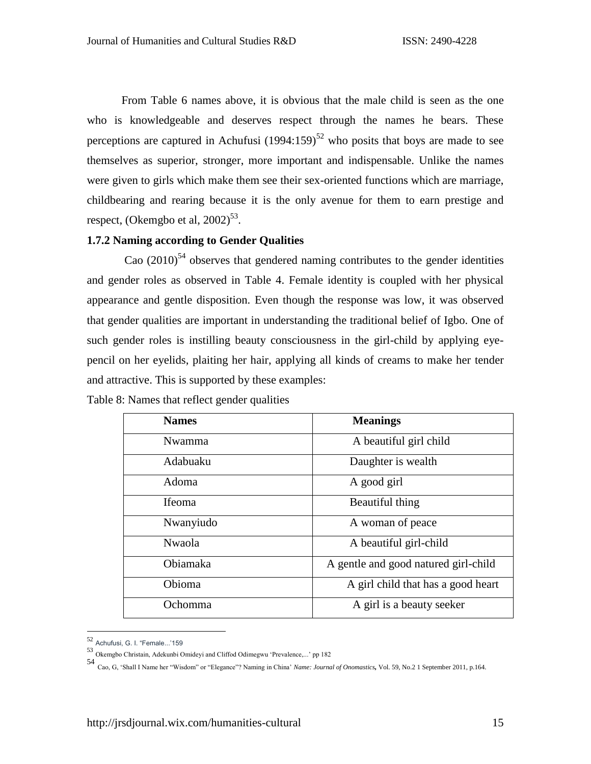From Table 6 names above, it is obvious that the male child is seen as the one who is knowledgeable and deserves respect through the names he bears. These perceptions are captured in Achufusi (1994:159)[52] who posits that boys are made to see themselves as superior, stronger, more important and indispensable. Unlike the names were given to girls which make them see their sex-oriented functions which are marriage, childbearing and rearing because it is the only avenue for them to earn prestige and respect, (Okemgbo et al, 2002)[53].

### 1.7.2 Naming according to Gender Qualities

Cao (2010)[54] observes that gendered naming contributes to the gender identities and gender roles as observed in Table 4. Female identity is coupled with her physical appearance and gentle disposition. Even though the response was low, it was observed that gender qualities are important in understanding the traditional belief of Igbo. One of such gender roles is instilling beauty consciousness in the girl-child by applying eye-pencil on her eyelids, plaiting her hair, applying all kinds of creams to make her tender and attractive. This is supported by these examples:

Table 8: Names that reflect gender qualities

| Names | Meanings |
|---|---|
| Nwamma | A beautiful girl child |
| Adabuaku | Daughter is wealth |
| Adoma | A good girl |
| Ifeoma | Beautiful thing |
| Nwanyiudo | A woman of peace |
| Nwaola | A beautiful girl-child |
| Obiamaka | A gentle and good natured girl-child |
| Obioma | A girl child that has a good heart |
| Ochomma | A girl is a beauty seeker |

---

[52] Achufusi, G. I. "Female...'159

[53] Okemgbo Christain, Adekunbi Omideyi and Cliffod Odimegwu 'Prevalence,...' pp 182

[54] Cao, G, 'Shall I Name her "Wisdom" or "Elegance"? Naming in China' *Name: Journal of Onomastics,* Vol. 59, No.2 1 September 2011, p.164.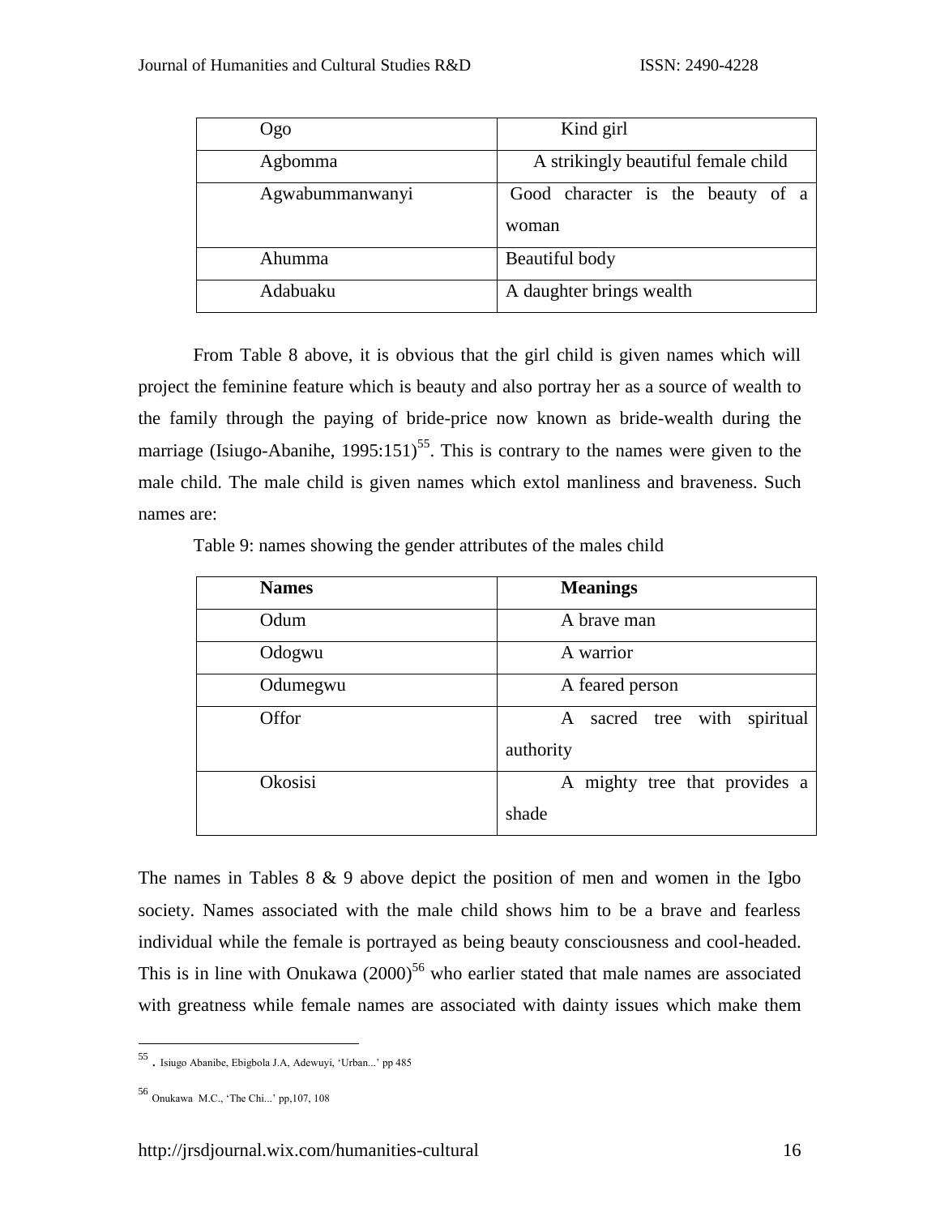| Ogo | Kind girl |
|---|---|
| Agbomma | A strikingly beautiful female child |
| Agwabummanwanyi | Good character is the beauty of a woman |
| Ahumma | Beautiful body |
| Adabuaku | A daughter brings wealth |

From Table 8 above, it is obvious that the girl child is given names which will project the feminine feature which is beauty and also portray her as a source of wealth to the family through the paying of bride-price now known as bride-wealth during the marriage (Isiugo-Abanihe, 1995:151)[55]. This is contrary to the names were given to the male child. The male child is given names which extol manliness and braveness. Such names are:

Table 9: names showing the gender attributes of the males child

| **Names** | **Meanings** |
|---|---|
| Odum | A brave man |
| Odogwu | A warrior |
| Odumegwu | A feared person |
| Offor | A sacred tree with spiritual authority |
| Okosisi | A mighty tree that provides a shade |

The names in Tables 8 & 9 above depict the position of men and women in the Igbo society. Names associated with the male child shows him to be a brave and fearless individual while the female is portrayed as being beauty consciousness and cool-headed. This is in line with Onukawa (2000)[56] who earlier stated that male names are associated with greatness while female names are associated with dainty issues which make them

---

[55] . Isiugo Abanibe, Ebigbola J.A, Adewuyi, 'Urban...' pp 485

[56] Onukawa M.C., 'The Chi...' pp,107, 108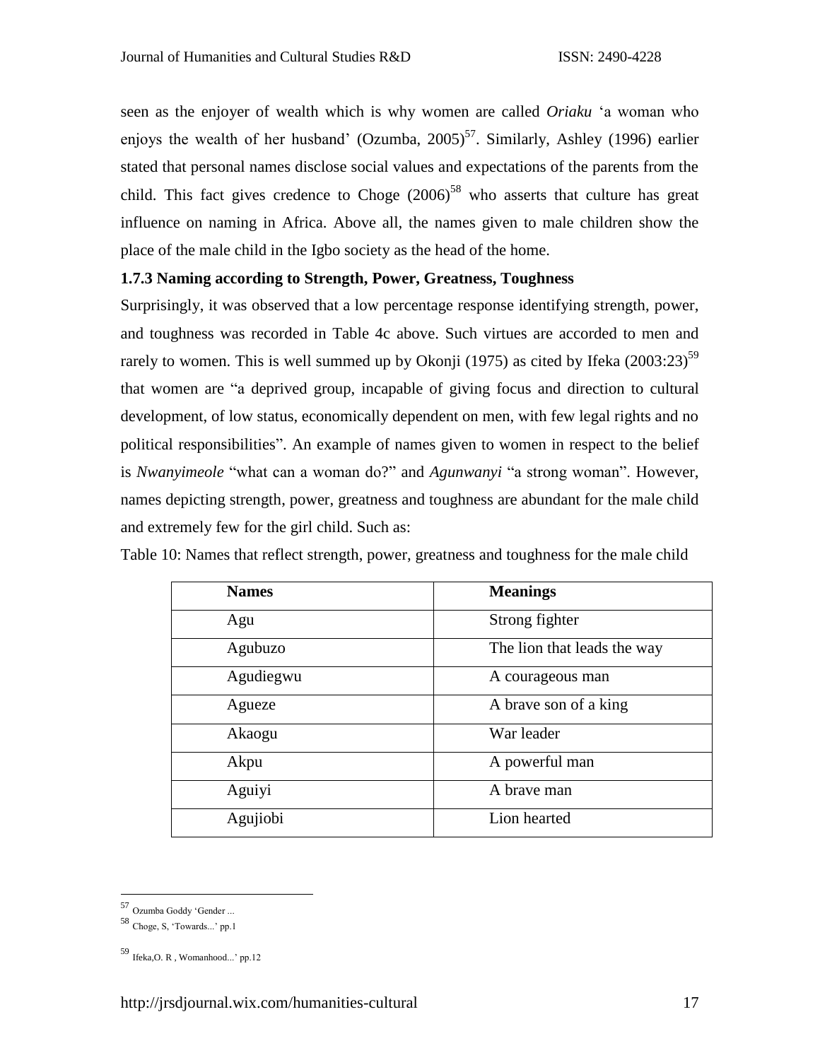seen as the enjoyer of wealth which is why women are called *Oriaku* 'a woman who enjoys the wealth of her husband' (Ozumba, 2005)[57]. Similarly, Ashley (1996) earlier stated that personal names disclose social values and expectations of the parents from the child. This fact gives credence to Choge (2006)[58] who asserts that culture has great influence on naming in Africa. Above all, the names given to male children show the place of the male child in the Igbo society as the head of the home.

### 1.7.3 Naming according to Strength, Power, Greatness, Toughness

Surprisingly, it was observed that a low percentage response identifying strength, power, and toughness was recorded in Table 4c above. Such virtues are accorded to men and rarely to women. This is well summed up by Okonji (1975) as cited by Ifeka (2003:23)[59] that women are "a deprived group, incapable of giving focus and direction to cultural development, of low status, economically dependent on men, with few legal rights and no political responsibilities". An example of names given to women in respect to the belief is *Nwanyimeole* "what can a woman do?" and *Agunwanyi* "a strong woman". However, names depicting strength, power, greatness and toughness are abundant for the male child and extremely few for the girl child. Such as:

Table 10: Names that reflect strength, power, greatness and toughness for the male child

| Names | Meanings |
| --- | --- |
| Agu | Strong fighter |
| Agubuzo | The lion that leads the way |
| Agudiegwu | A courageous man |
| Agueze | A brave son of a king |
| Akaogu | War leader |
| Akpu | A powerful man |
| Aguiyi | A brave man |
| Agujiobi | Lion hearted |

---

[57] Ozumba Goddy 'Gender ...

[58] Choge, S, 'Towards...' pp.1

[59] Ifeka,O. R , Womanhood...' pp.12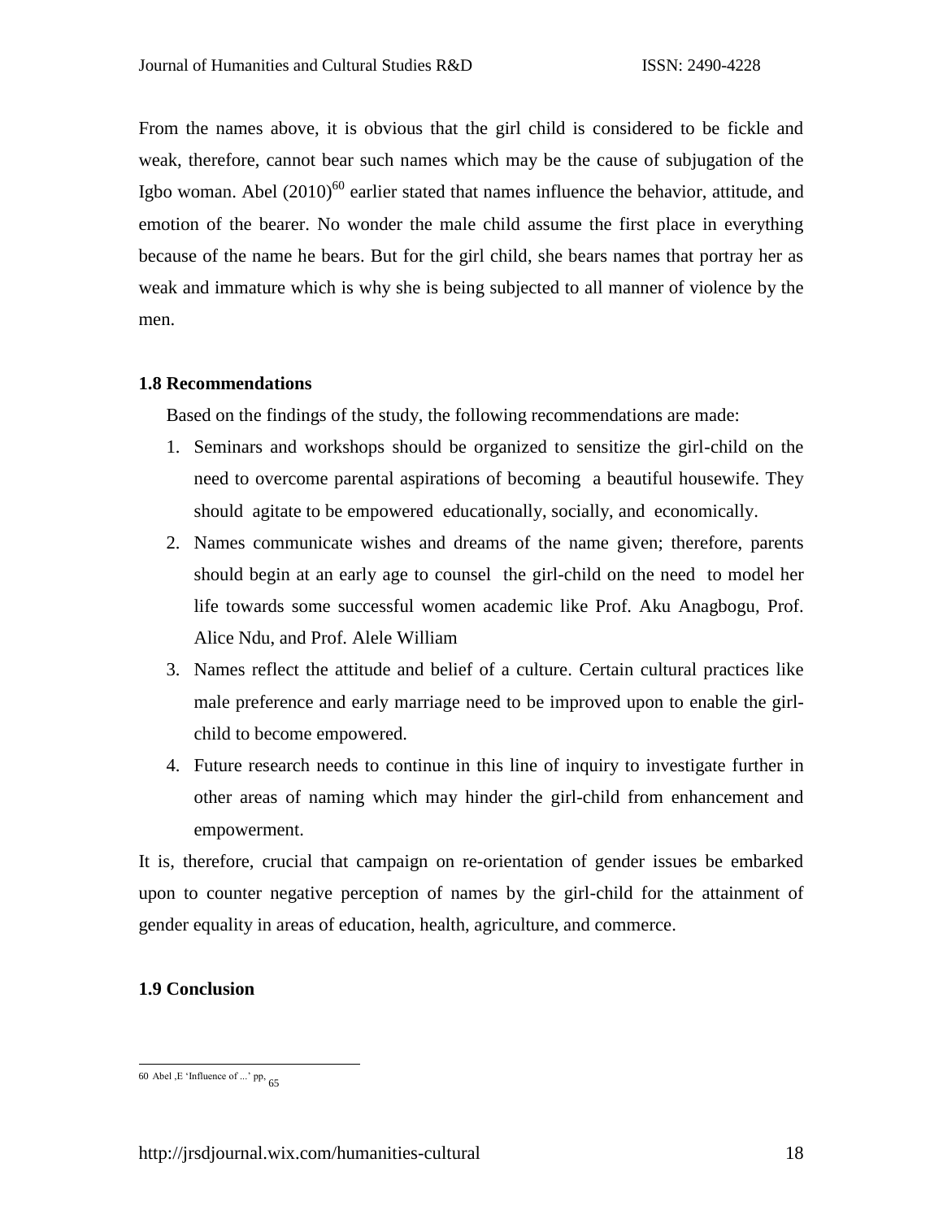From the names above, it is obvious that the girl child is considered to be fickle and weak, therefore, cannot bear such names which may be the cause of subjugation of the Igbo woman. Abel (2010)[60] earlier stated that names influence the behavior, attitude, and emotion of the bearer. No wonder the male child assume the first place in everything because of the name he bears. But for the girl child, she bears names that portray her as weak and immature which is why she is being subjected to all manner of violence by the men.

**1.8 Recommendations**

Based on the findings of the study, the following recommendations are made:

1. Seminars and workshops should be organized to sensitize the girl-child on the need to overcome parental aspirations of becoming a beautiful housewife. They should agitate to be empowered educationally, socially, and economically.
2. Names communicate wishes and dreams of the name given; therefore, parents should begin at an early age to counsel the girl-child on the need to model her life towards some successful women academic like Prof. Aku Anagbogu, Prof. Alice Ndu, and Prof. Alele William
3. Names reflect the attitude and belief of a culture. Certain cultural practices like male preference and early marriage need to be improved upon to enable the girl-child to become empowered.
4. Future research needs to continue in this line of inquiry to investigate further in other areas of naming which may hinder the girl-child from enhancement and empowerment.

It is, therefore, crucial that campaign on re-orientation of gender issues be embarked upon to counter negative perception of names by the girl-child for the attainment of gender equality in areas of education, health, agriculture, and commerce.

**1.9 Conclusion**

---

60 Abel ,E 'Influence of ...' pp. 65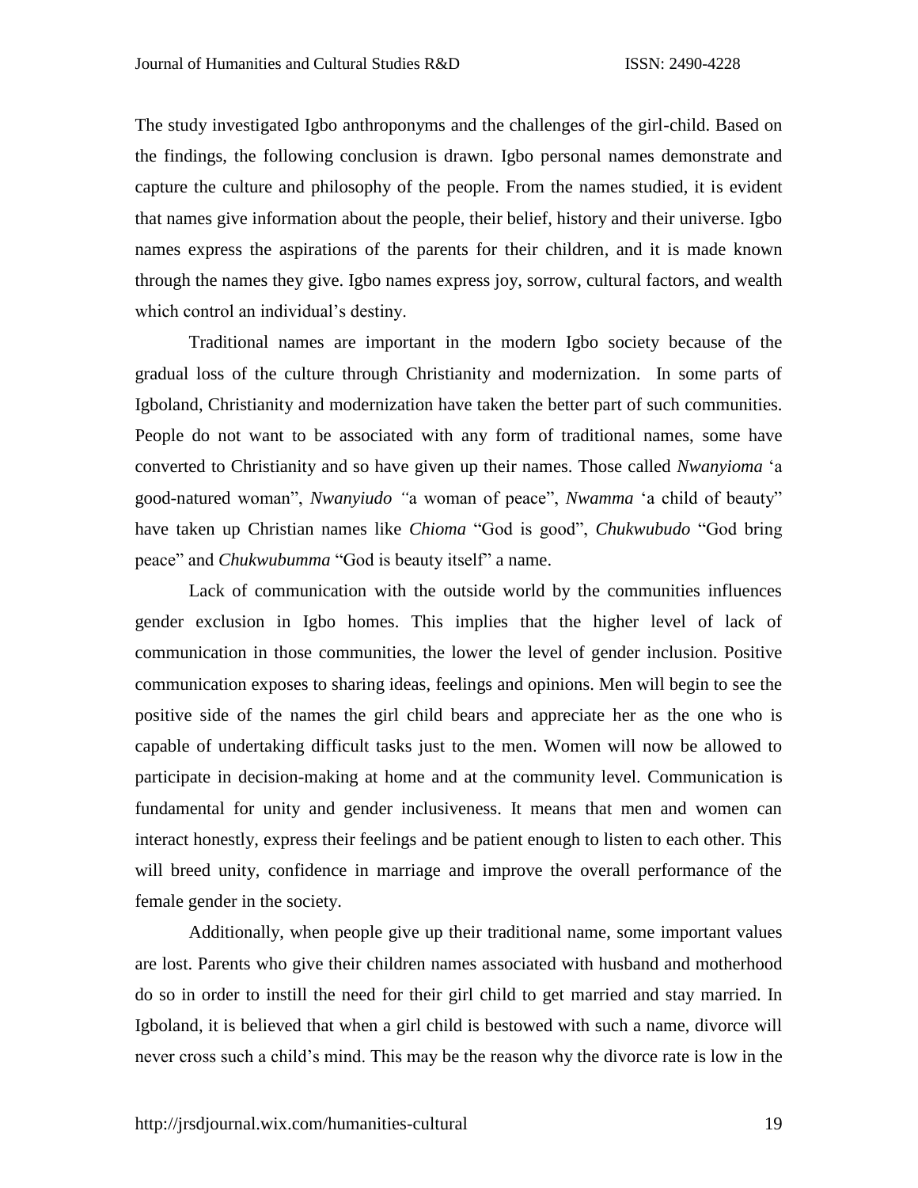The study investigated Igbo anthroponyms and the challenges of the girl-child. Based on the findings, the following conclusion is drawn. Igbo personal names demonstrate and capture the culture and philosophy of the people. From the names studied, it is evident that names give information about the people, their belief, history and their universe. Igbo names express the aspirations of the parents for their children, and it is made known through the names they give. Igbo names express joy, sorrow, cultural factors, and wealth which control an individual's destiny.

Traditional names are important in the modern Igbo society because of the gradual loss of the culture through Christianity and modernization. In some parts of Igboland, Christianity and modernization have taken the better part of such communities. People do not want to be associated with any form of traditional names, some have converted to Christianity and so have given up their names. Those called *Nwanyioma* 'a good-natured woman", *Nwanyiudo "*a woman of peace", *Nwamma* 'a child of beauty" have taken up Christian names like *Chioma* "God is good", *Chukwubudo* "God bring peace" and *Chukwubumma* "God is beauty itself" a name.

Lack of communication with the outside world by the communities influences gender exclusion in Igbo homes. This implies that the higher level of lack of communication in those communities, the lower the level of gender inclusion. Positive communication exposes to sharing ideas, feelings and opinions. Men will begin to see the positive side of the names the girl child bears and appreciate her as the one who is capable of undertaking difficult tasks just to the men. Women will now be allowed to participate in decision-making at home and at the community level. Communication is fundamental for unity and gender inclusiveness. It means that men and women can interact honestly, express their feelings and be patient enough to listen to each other. This will breed unity, confidence in marriage and improve the overall performance of the female gender in the society.

Additionally, when people give up their traditional name, some important values are lost. Parents who give their children names associated with husband and motherhood do so in order to instill the need for their girl child to get married and stay married. In Igboland, it is believed that when a girl child is bestowed with such a name, divorce will never cross such a child's mind. This may be the reason why the divorce rate is low in the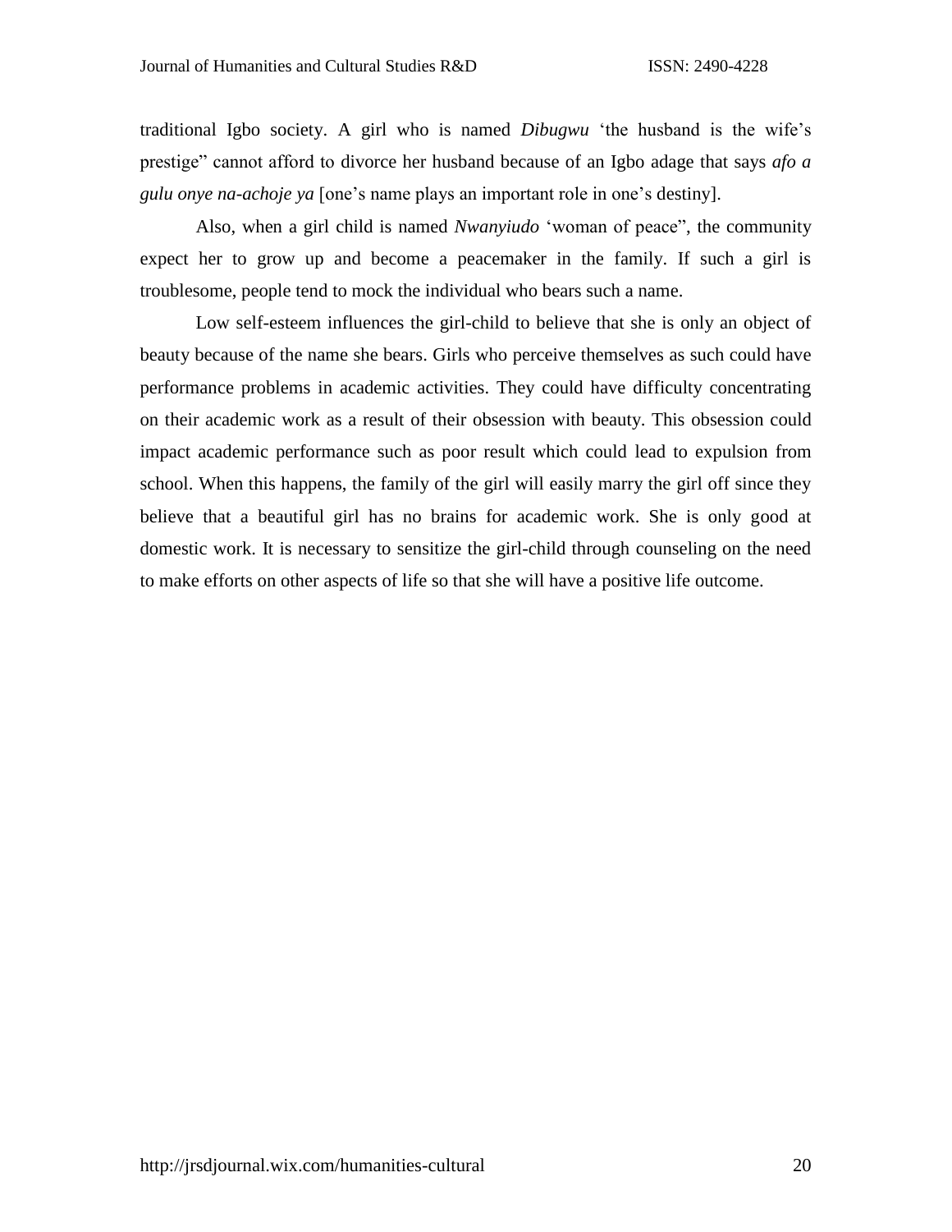traditional Igbo society. A girl who is named *Dibugwu* 'the husband is the wife's prestige" cannot afford to divorce her husband because of an Igbo adage that says *afo a gulu onye na-achoje ya* [one's name plays an important role in one's destiny].

Also, when a girl child is named *Nwanyiudo* 'woman of peace", the community expect her to grow up and become a peacemaker in the family. If such a girl is troublesome, people tend to mock the individual who bears such a name.

Low self-esteem influences the girl-child to believe that she is only an object of beauty because of the name she bears. Girls who perceive themselves as such could have performance problems in academic activities. They could have difficulty concentrating on their academic work as a result of their obsession with beauty. This obsession could impact academic performance such as poor result which could lead to expulsion from school. When this happens, the family of the girl will easily marry the girl off since they believe that a beautiful girl has no brains for academic work. She is only good at domestic work. It is necessary to sensitize the girl-child through counseling on the need to make efforts on other aspects of life so that she will have a positive life outcome.